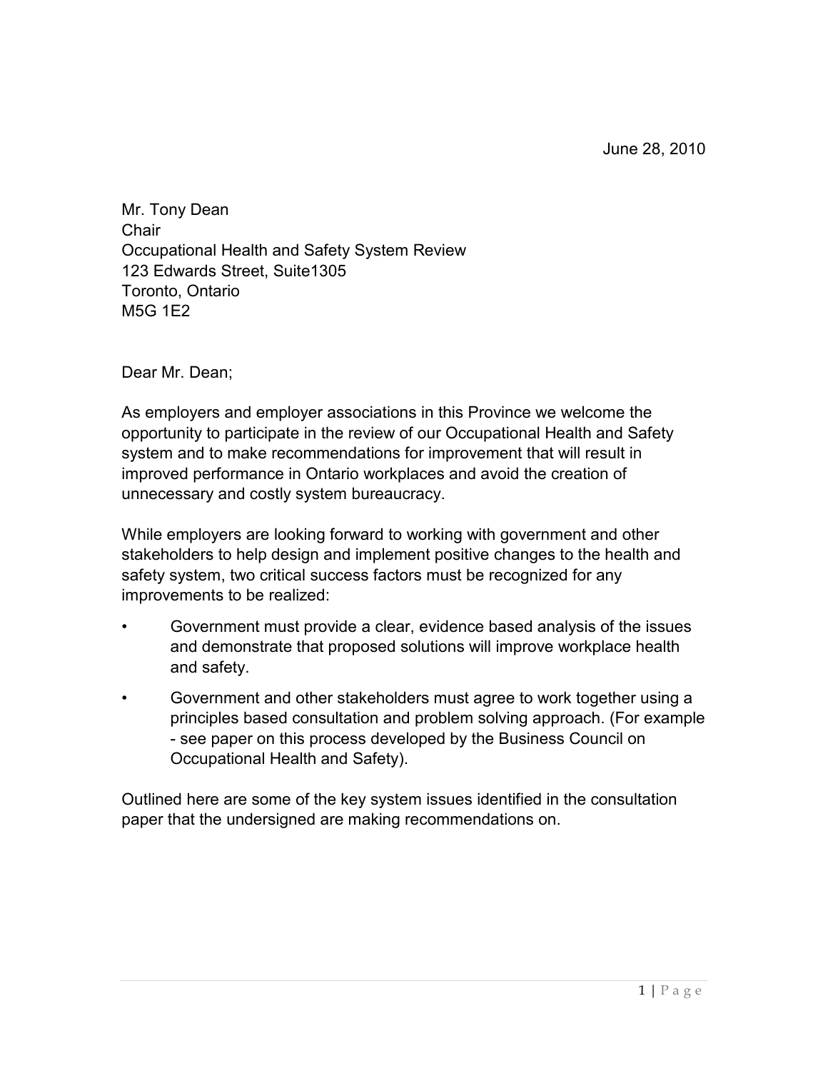June 28, 2010

Mr. Tony Dean
Chair
Occupational Health and Safety System Review
123 Edwards Street, Suite1305
Toronto, Ontario
M5G 1E2

Dear Mr. Dean;

As employers and employer associations in this Province we welcome the opportunity to participate in the review of our Occupational Health and Safety system and to make recommendations for improvement that will result in improved performance in Ontario workplaces and avoid the creation of unnecessary and costly system bureaucracy.

While employers are looking forward to working with government and other stakeholders to help design and implement positive changes to the health and safety system, two critical success factors must be recognized for any improvements to be realized:

- Government must provide a clear, evidence based analysis of the issues and demonstrate that proposed solutions will improve workplace health and safety.
- Government and other stakeholders must agree to work together using a principles based consultation and problem solving approach. (For example - see paper on this process developed by the Business Council on Occupational Health and Safety).

Outlined here are some of the key system issues identified in the consultation paper that the undersigned are making recommendations on.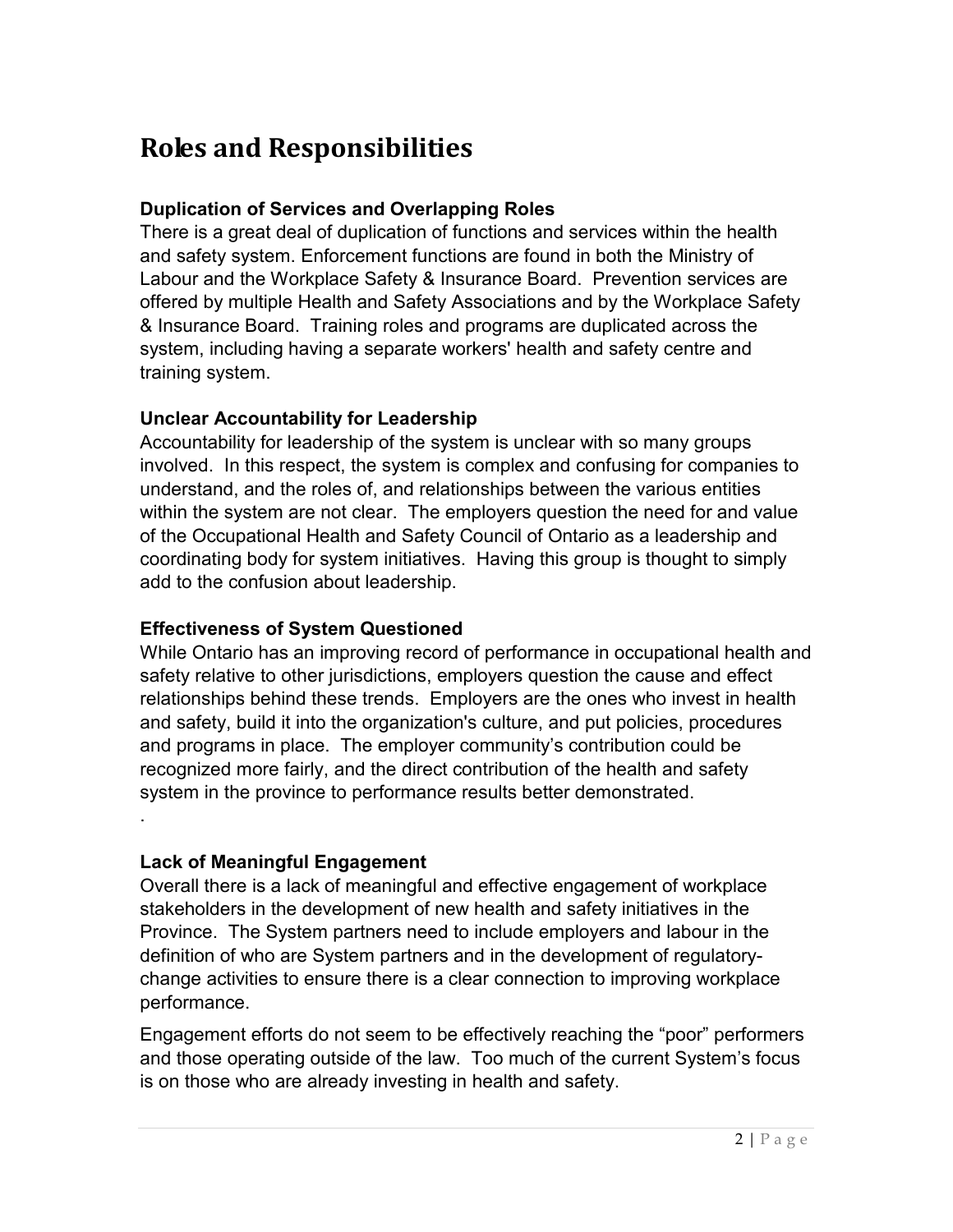# Roles and Responsibilities

### Duplication of Services and Overlapping Roles

There is a great deal of duplication of functions and services within the health and safety system. Enforcement functions are found in both the Ministry of Labour and the Workplace Safety & Insurance Board. Prevention services are offered by multiple Health and Safety Associations and by the Workplace Safety & Insurance Board. Training roles and programs are duplicated across the system, including having a separate workers' health and safety centre and training system.

### Unclear Accountability for Leadership

Accountability for leadership of the system is unclear with so many groups involved. In this respect, the system is complex and confusing for companies to understand, and the roles of, and relationships between the various entities within the system are not clear. The employers question the need for and value of the Occupational Health and Safety Council of Ontario as a leadership and coordinating body for system initiatives. Having this group is thought to simply add to the confusion about leadership.

### Effectiveness of System Questioned

While Ontario has an improving record of performance in occupational health and safety relative to other jurisdictions, employers question the cause and effect relationships behind these trends. Employers are the ones who invest in health and safety, build it into the organization's culture, and put policies, procedures and programs in place. The employer community's contribution could be recognized more fairly, and the direct contribution of the health and safety system in the province to performance results better demonstrated.

.

### Lack of Meaningful Engagement

Overall there is a lack of meaningful and effective engagement of workplace stakeholders in the development of new health and safety initiatives in the Province. The System partners need to include employers and labour in the definition of who are System partners and in the development of regulatory-change activities to ensure there is a clear connection to improving workplace performance.

Engagement efforts do not seem to be effectively reaching the "poor" performers and those operating outside of the law. Too much of the current System's focus is on those who are already investing in health and safety.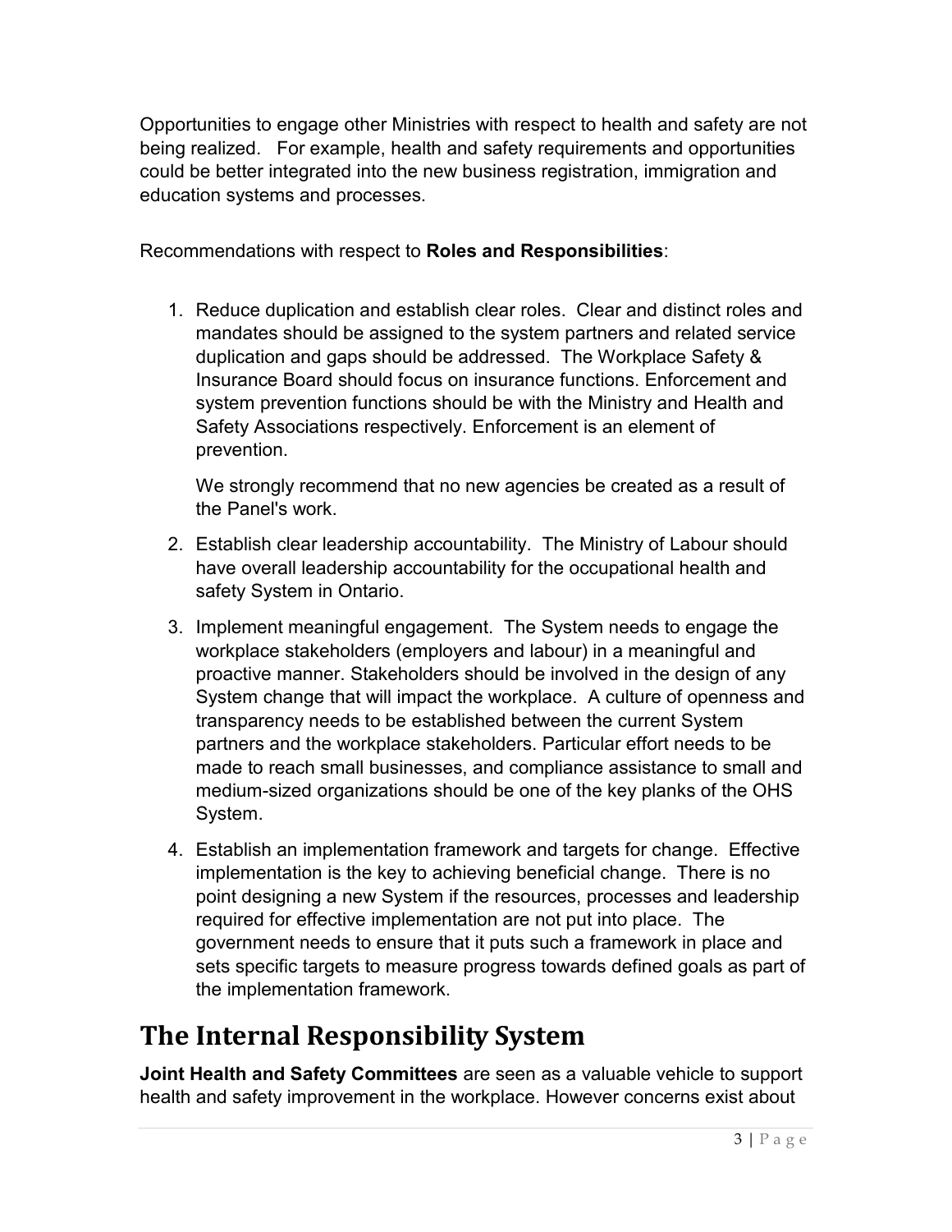Opportunities to engage other Ministries with respect to health and safety are not being realized. For example, health and safety requirements and opportunities could be better integrated into the new business registration, immigration and education systems and processes.

Recommendations with respect to **Roles and Responsibilities**:

1. Reduce duplication and establish clear roles. Clear and distinct roles and mandates should be assigned to the system partners and related service duplication and gaps should be addressed. The Workplace Safety & Insurance Board should focus on insurance functions. Enforcement and system prevention functions should be with the Ministry and Health and Safety Associations respectively. Enforcement is an element of prevention.

   We strongly recommend that no new agencies be created as a result of the Panel's work.

2. Establish clear leadership accountability. The Ministry of Labour should have overall leadership accountability for the occupational health and safety System in Ontario.

3. Implement meaningful engagement. The System needs to engage the workplace stakeholders (employers and labour) in a meaningful and proactive manner. Stakeholders should be involved in the design of any System change that will impact the workplace. A culture of openness and transparency needs to be established between the current System partners and the workplace stakeholders. Particular effort needs to be made to reach small businesses, and compliance assistance to small and medium-sized organizations should be one of the key planks of the OHS System.

4. Establish an implementation framework and targets for change. Effective implementation is the key to achieving beneficial change. There is no point designing a new System if the resources, processes and leadership required for effective implementation are not put into place. The government needs to ensure that it puts such a framework in place and sets specific targets to measure progress towards defined goals as part of the implementation framework.

# The Internal Responsibility System

**Joint Health and Safety Committees** are seen as a valuable vehicle to support health and safety improvement in the workplace. However concerns exist about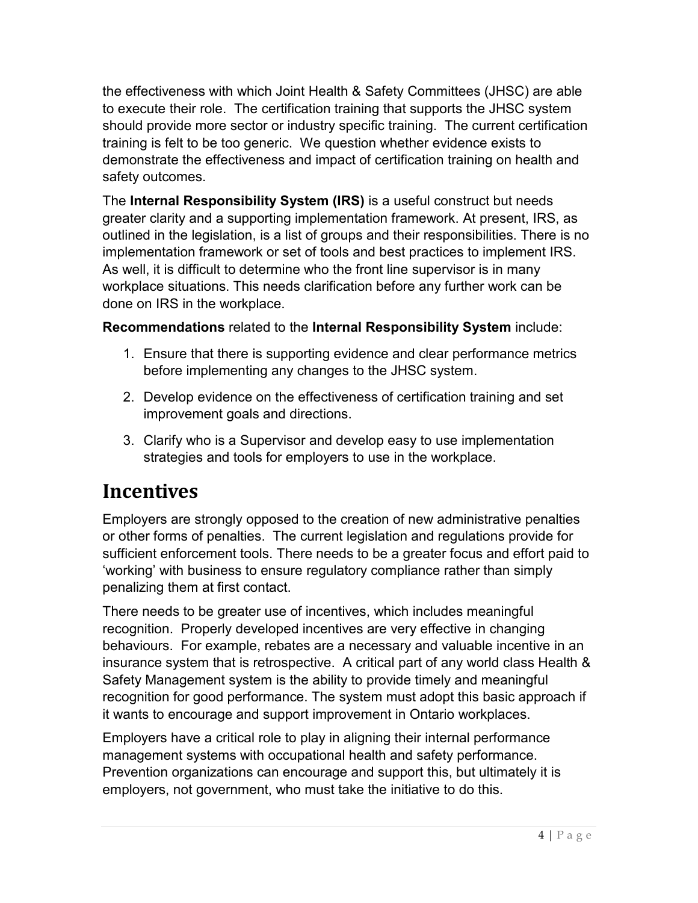the effectiveness with which Joint Health & Safety Committees (JHSC) are able to execute their role. The certification training that supports the JHSC system should provide more sector or industry specific training. The current certification training is felt to be too generic. We question whether evidence exists to demonstrate the effectiveness and impact of certification training on health and safety outcomes.

The **Internal Responsibility System (IRS)** is a useful construct but needs greater clarity and a supporting implementation framework. At present, IRS, as outlined in the legislation, is a list of groups and their responsibilities. There is no implementation framework or set of tools and best practices to implement IRS. As well, it is difficult to determine who the front line supervisor is in many workplace situations. This needs clarification before any further work can be done on IRS in the workplace.

**Recommendations** related to the **Internal Responsibility System** include:

1. Ensure that there is supporting evidence and clear performance metrics before implementing any changes to the JHSC system.
2. Develop evidence on the effectiveness of certification training and set improvement goals and directions.
3. Clarify who is a Supervisor and develop easy to use implementation strategies and tools for employers to use in the workplace.

# Incentives

Employers are strongly opposed to the creation of new administrative penalties or other forms of penalties. The current legislation and regulations provide for sufficient enforcement tools. There needs to be a greater focus and effort paid to 'working' with business to ensure regulatory compliance rather than simply penalizing them at first contact.

There needs to be greater use of incentives, which includes meaningful recognition. Properly developed incentives are very effective in changing behaviours. For example, rebates are a necessary and valuable incentive in an insurance system that is retrospective. A critical part of any world class Health & Safety Management system is the ability to provide timely and meaningful recognition for good performance. The system must adopt this basic approach if it wants to encourage and support improvement in Ontario workplaces.

Employers have a critical role to play in aligning their internal performance management systems with occupational health and safety performance. Prevention organizations can encourage and support this, but ultimately it is employers, not government, who must take the initiative to do this.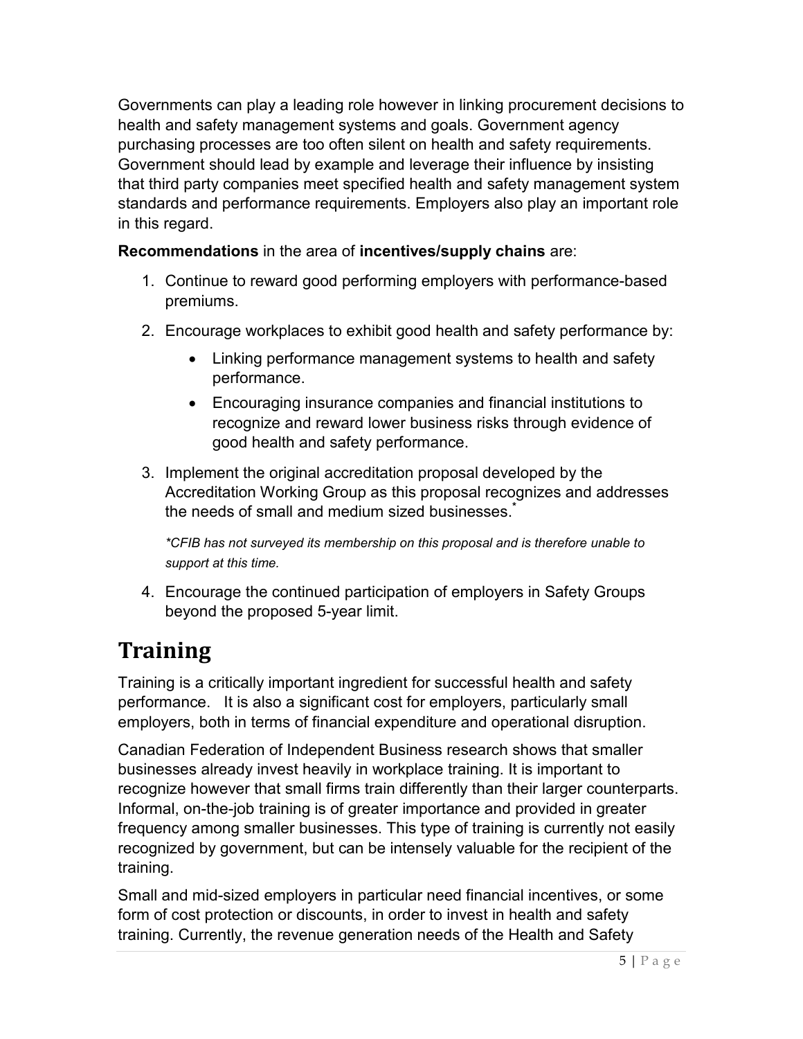Governments can play a leading role however in linking procurement decisions to health and safety management systems and goals. Government agency purchasing processes are too often silent on health and safety requirements. Government should lead by example and leverage their influence by insisting that third party companies meet specified health and safety management system standards and performance requirements. Employers also play an important role in this regard.

**Recommendations** in the area of **incentives/supply chains** are:

1. Continue to reward good performing employers with performance-based premiums.
2. Encourage workplaces to exhibit good health and safety performance by:
   - Linking performance management systems to health and safety performance.
   - Encouraging insurance companies and financial institutions to recognize and reward lower business risks through evidence of good health and safety performance.
3. Implement the original accreditation proposal developed by the Accreditation Working Group as this proposal recognizes and addresses the needs of small and medium sized businesses.*

   *\*CFIB has not surveyed its membership on this proposal and is therefore unable to support at this time.*

4. Encourage the continued participation of employers in Safety Groups beyond the proposed 5-year limit.

# Training

Training is a critically important ingredient for successful health and safety performance. It is also a significant cost for employers, particularly small employers, both in terms of financial expenditure and operational disruption.

Canadian Federation of Independent Business research shows that smaller businesses already invest heavily in workplace training. It is important to recognize however that small firms train differently than their larger counterparts. Informal, on-the-job training is of greater importance and provided in greater frequency among smaller businesses. This type of training is currently not easily recognized by government, but can be intensely valuable for the recipient of the training.

Small and mid-sized employers in particular need financial incentives, or some form of cost protection or discounts, in order to invest in health and safety training. Currently, the revenue generation needs of the Health and Safety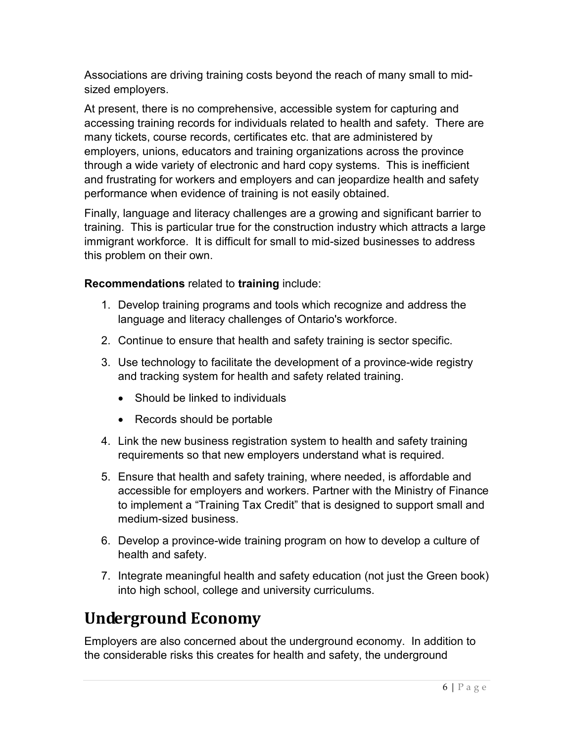Associations are driving training costs beyond the reach of many small to mid-sized employers.

At present, there is no comprehensive, accessible system for capturing and accessing training records for individuals related to health and safety. There are many tickets, course records, certificates etc. that are administered by employers, unions, educators and training organizations across the province through a wide variety of electronic and hard copy systems. This is inefficient and frustrating for workers and employers and can jeopardize health and safety performance when evidence of training is not easily obtained.

Finally, language and literacy challenges are a growing and significant barrier to training. This is particular true for the construction industry which attracts a large immigrant workforce. It is difficult for small to mid-sized businesses to address this problem on their own.

**Recommendations** related to **training** include:

1. Develop training programs and tools which recognize and address the language and literacy challenges of Ontario's workforce.
2. Continue to ensure that health and safety training is sector specific.
3. Use technology to facilitate the development of a province-wide registry and tracking system for health and safety related training.
   - Should be linked to individuals
   - Records should be portable
4. Link the new business registration system to health and safety training requirements so that new employers understand what is required.
5. Ensure that health and safety training, where needed, is affordable and accessible for employers and workers. Partner with the Ministry of Finance to implement a "Training Tax Credit" that is designed to support small and medium-sized business.
6. Develop a province-wide training program on how to develop a culture of health and safety.
7. Integrate meaningful health and safety education (not just the Green book) into high school, college and university curriculums.

## Underground Economy

Employers are also concerned about the underground economy. In addition to the considerable risks this creates for health and safety, the underground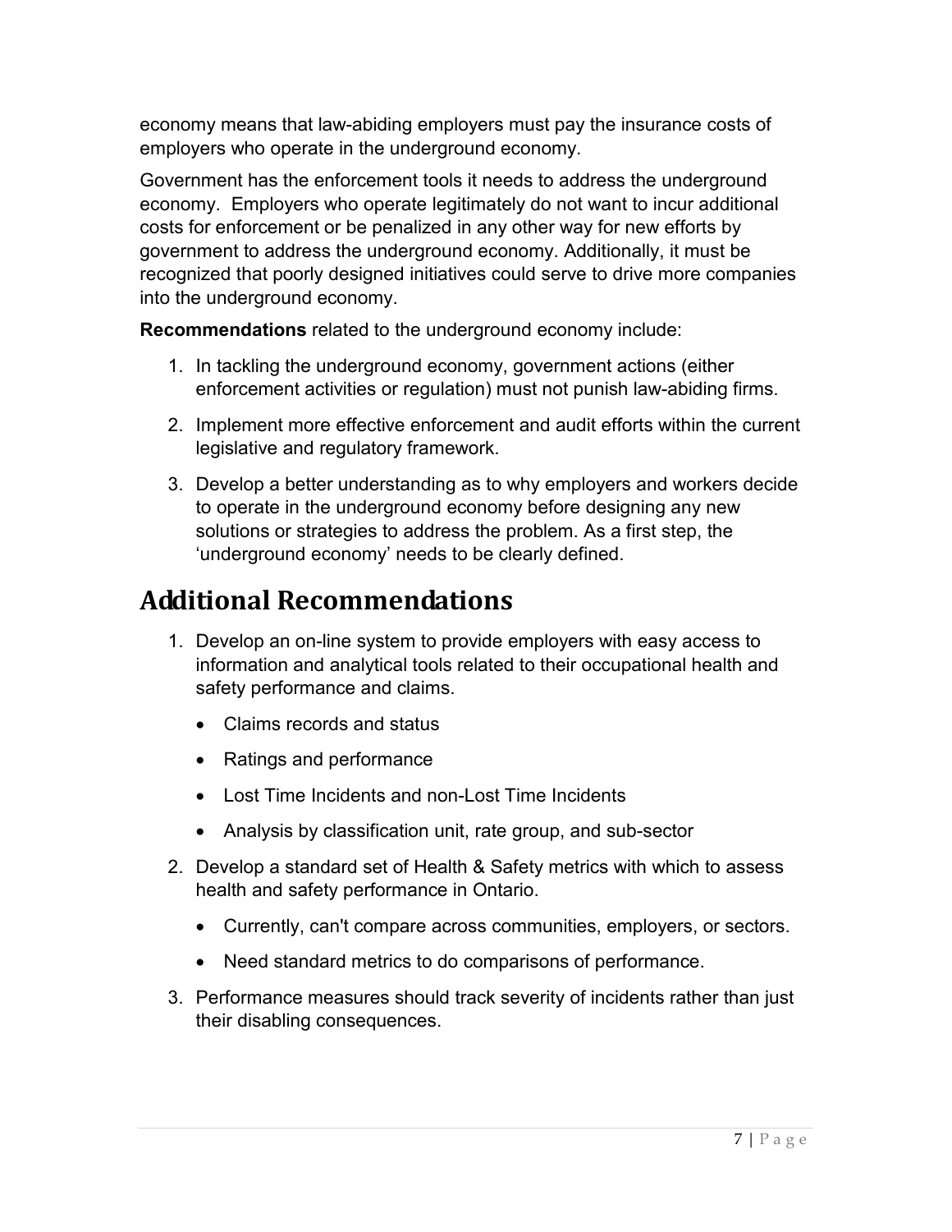economy means that law-abiding employers must pay the insurance costs of employers who operate in the underground economy.

Government has the enforcement tools it needs to address the underground economy. Employers who operate legitimately do not want to incur additional costs for enforcement or be penalized in any other way for new efforts by government to address the underground economy. Additionally, it must be recognized that poorly designed initiatives could serve to drive more companies into the underground economy.

**Recommendations** related to the underground economy include:

1. In tackling the underground economy, government actions (either enforcement activities or regulation) must not punish law-abiding firms.
2. Implement more effective enforcement and audit efforts within the current legislative and regulatory framework.
3. Develop a better understanding as to why employers and workers decide to operate in the underground economy before designing any new solutions or strategies to address the problem. As a first step, the 'underground economy' needs to be clearly defined.

# Additional Recommendations

1. Develop an on-line system to provide employers with easy access to information and analytical tools related to their occupational health and safety performance and claims.
   - Claims records and status
   - Ratings and performance
   - Lost Time Incidents and non-Lost Time Incidents
   - Analysis by classification unit, rate group, and sub-sector
2. Develop a standard set of Health & Safety metrics with which to assess health and safety performance in Ontario.
   - Currently, can't compare across communities, employers, or sectors.
   - Need standard metrics to do comparisons of performance.
3. Performance measures should track severity of incidents rather than just their disabling consequences.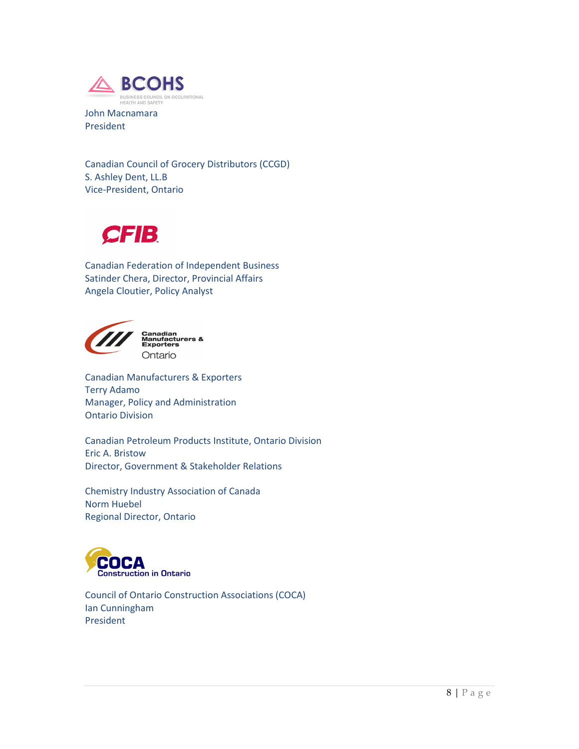BCOHS

BUSINESS COUNCIL ON OCCUPATIONAL HEALTH AND SAFETY

John Macnamara
President

Canadian Council of Grocery Distributors (CCGD)
S. Ashley Dent, LL.B
Vice-President, Ontario

CFIB

Canadian Federation of Independent Business
Satinder Chera, Director, Provincial Affairs
Angela Cloutier, Policy Analyst

Canadian Manufacturers & Exporters Ontario

Canadian Manufacturers & Exporters
Terry Adamo
Manager, Policy and Administration
Ontario Division

Canadian Petroleum Products Institute, Ontario Division
Eric A. Bristow
Director, Government & Stakeholder Relations

Chemistry Industry Association of Canada
Norm Huebel
Regional Director, Ontario

COCA Construction in Ontario

Council of Ontario Construction Associations (COCA)
Ian Cunningham
President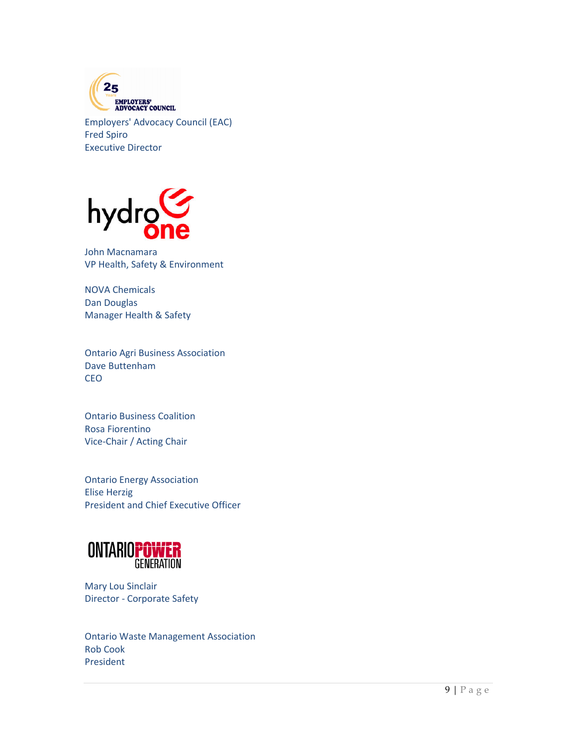Employers' Advocacy Council (EAC)
Fred Spiro
Executive Director

John Macnamara
VP Health, Safety & Environment

NOVA Chemicals
Dan Douglas
Manager Health & Safety

Ontario Agri Business Association
Dave Buttenham
CEO

Ontario Business Coalition
Rosa Fiorentino
Vice-Chair / Acting Chair

Ontario Energy Association
Elise Herzig
President and Chief Executive Officer

Mary Lou Sinclair
Director - Corporate Safety

Ontario Waste Management Association
Rob Cook
President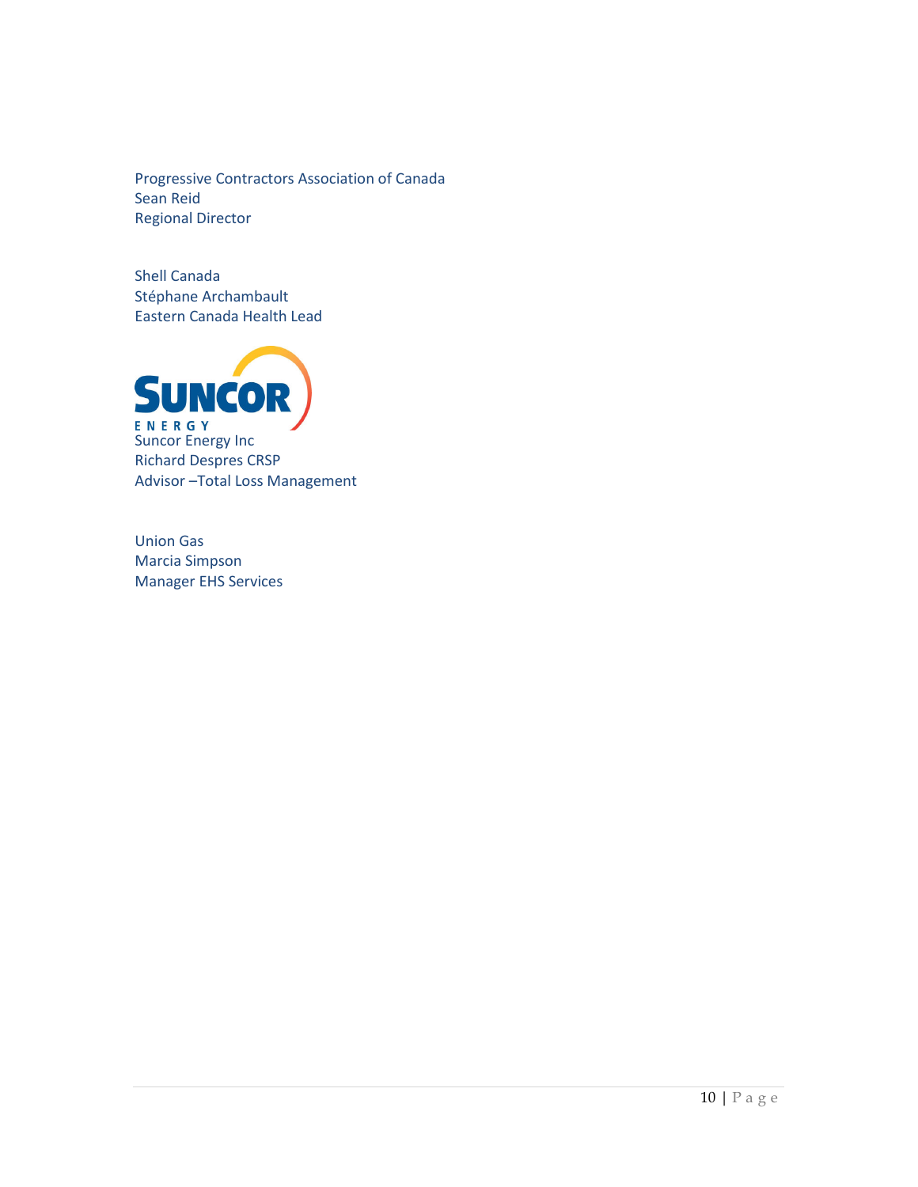Progressive Contractors Association of Canada
Sean Reid
Regional Director

Shell Canada
Stéphane Archambault
Eastern Canada Health Lead

SUNCOR ENERGY
Suncor Energy Inc
Richard Despres CRSP
Advisor –Total Loss Management

Union Gas
Marcia Simpson
Manager EHS Services